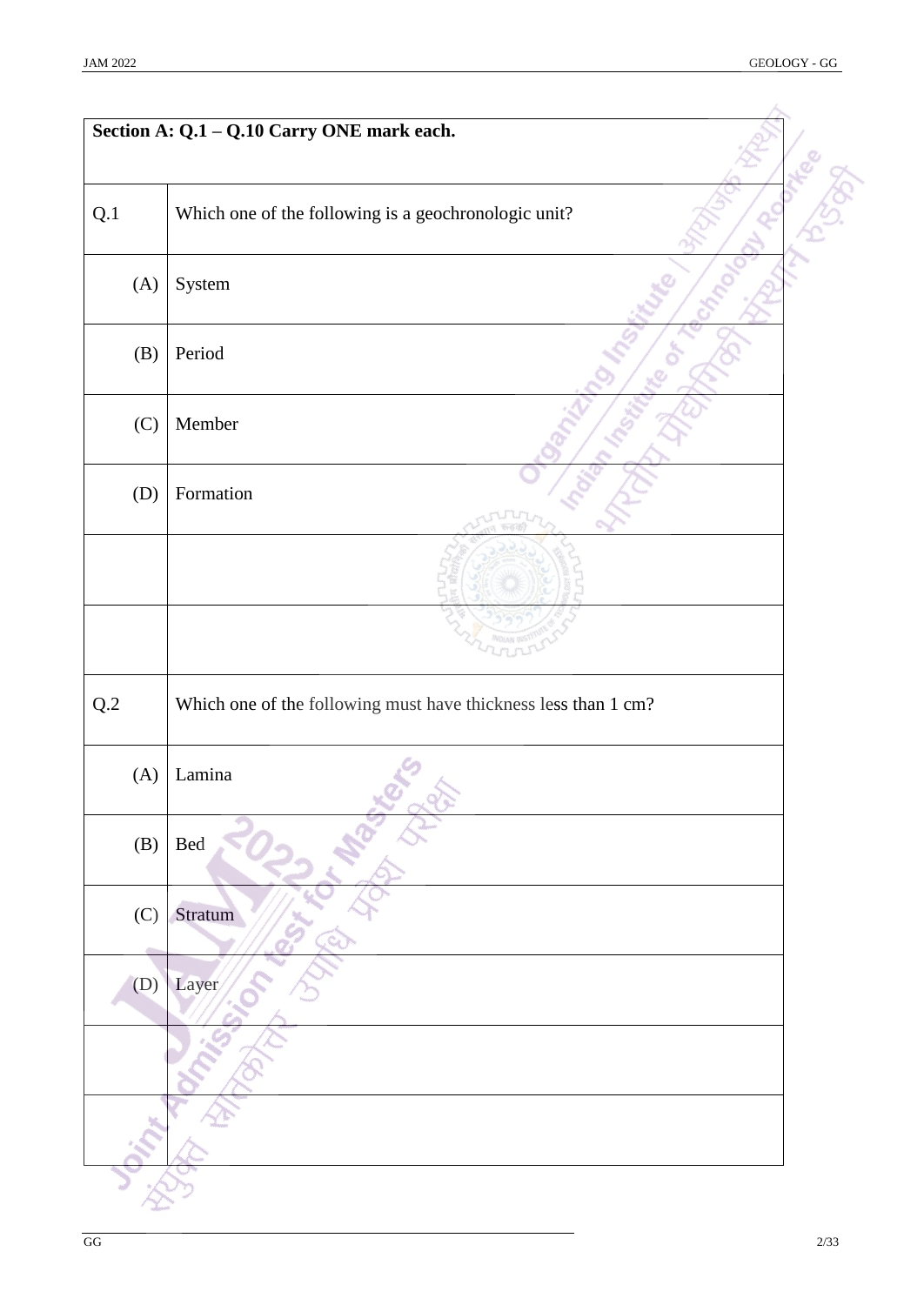**Section A: Q.1 – Q.10 Carry ONE mark each.**

| | |
|---|---|
| Q.1 | Which one of the following is a geochronologic unit? |
| (A) | System |
| (B) | Period |
| (C) | Member |
| (D) | Formation |

| | |
|---|---|
| Q.2 | Which one of the following must have thickness less than 1 cm? |
| (A) | Lamina |
| (B) | Bed |
| (C) | Stratum |
| (D) | Layer |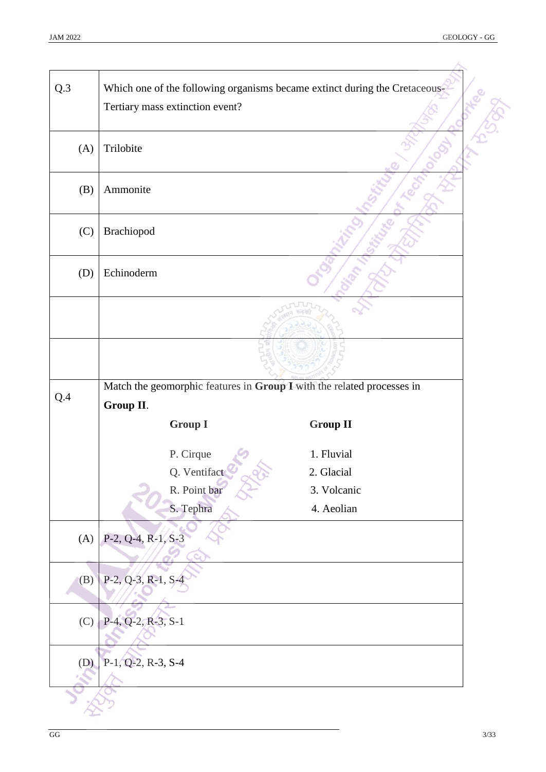**Q.3** Which one of the following organisms became extinct during the Cretaceous-Tertiary mass extinction event?

(A) Trilobite

(B) Ammonite

(C) Brachiopod

(D) Echinoderm

**Q.4** Match the geomorphic features in **Group I** with the related processes in **Group II**.

| **Group I** | **Group II** |
|---|---|
| P. Cirque | 1. Fluvial |
| Q. Ventifact | 2. Glacial |
| R. Point bar | 3. Volcanic |
| S. Tephra | 4. Aeolian |

(A) P-2, Q-4, R-1, S-3

(B) P-2, Q-3, R-1, S-4

(C) P-4, Q-2, R-3, S-1

(D) P-1, Q-2, R-3, S-4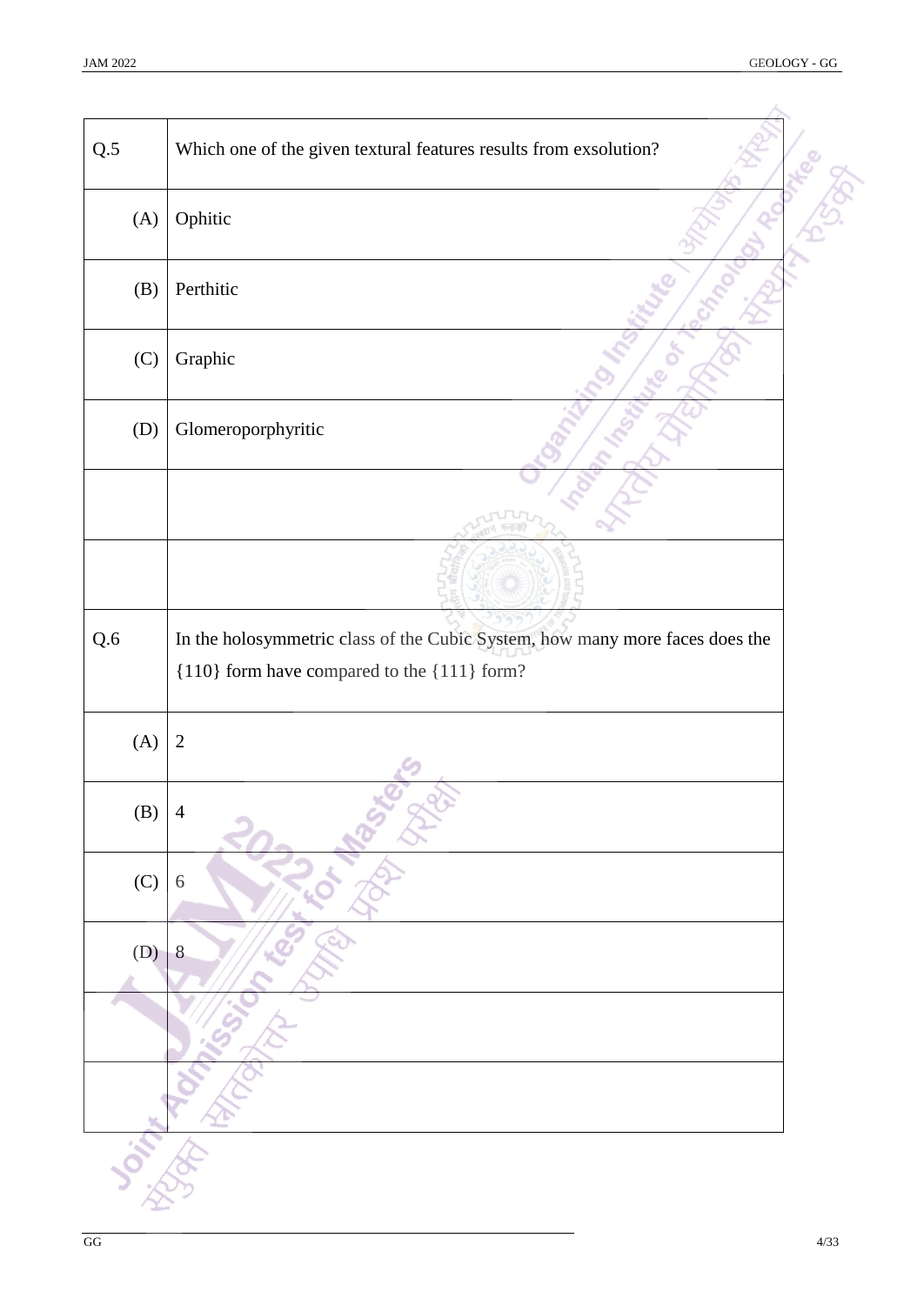| | |
|---|---|
| Q.5 | Which one of the given textural features results from exsolution? |
| (A) | Ophitic |
| (B) | Perthitic |
| (C) | Graphic |
| (D) | Glomeroporphyritic |

| | |
|---|---|
| Q.6 | In the holosymmetric class of the Cubic System, how many more faces does the {110} form have compared to the {111} form? |
| (A) | 2 |
| (B) | 4 |
| (C) | 6 |
| (D) | 8 |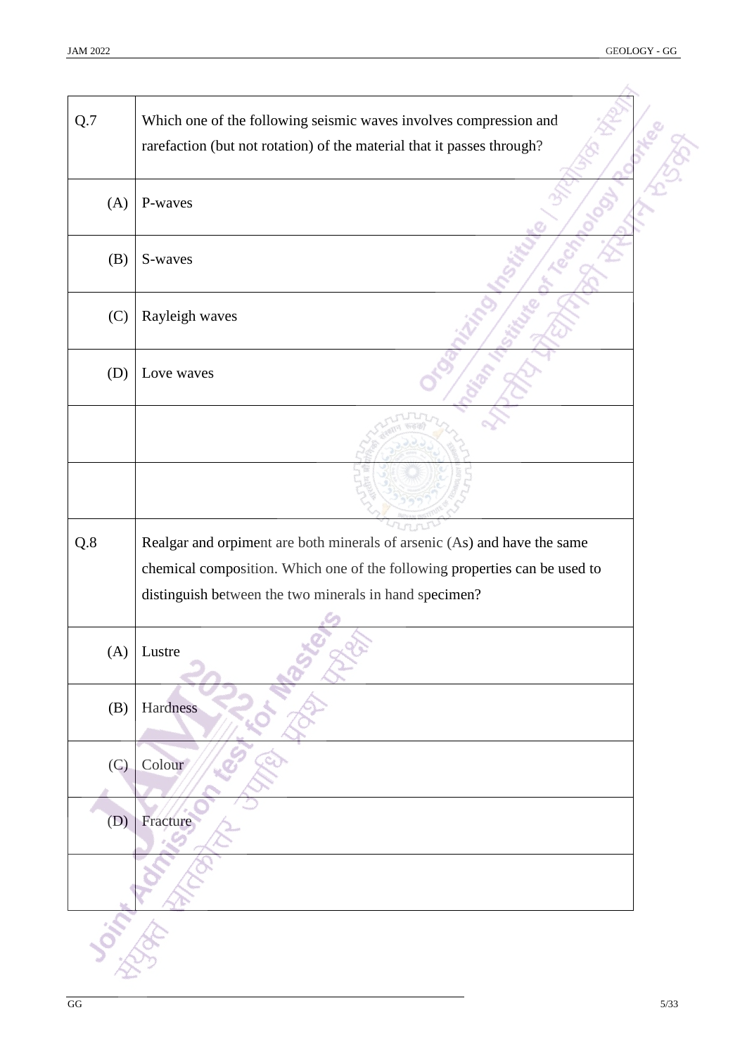| Q.7 | Which one of the following seismic waves involves compression and rarefaction (but not rotation) of the material that it passes through? |
|---|---|
| (A) | P-waves |
| (B) | S-waves |
| (C) | Rayleigh waves |
| (D) | Love waves |

| Q.8 | Realgar and orpiment are both minerals of arsenic (As) and have the same chemical composition. Which one of the following properties can be used to distinguish between the two minerals in hand specimen? |
|---|---|
| (A) | Lustre |
| (B) | Hardness |
| (C) | Colour |
| (D) | Fracture |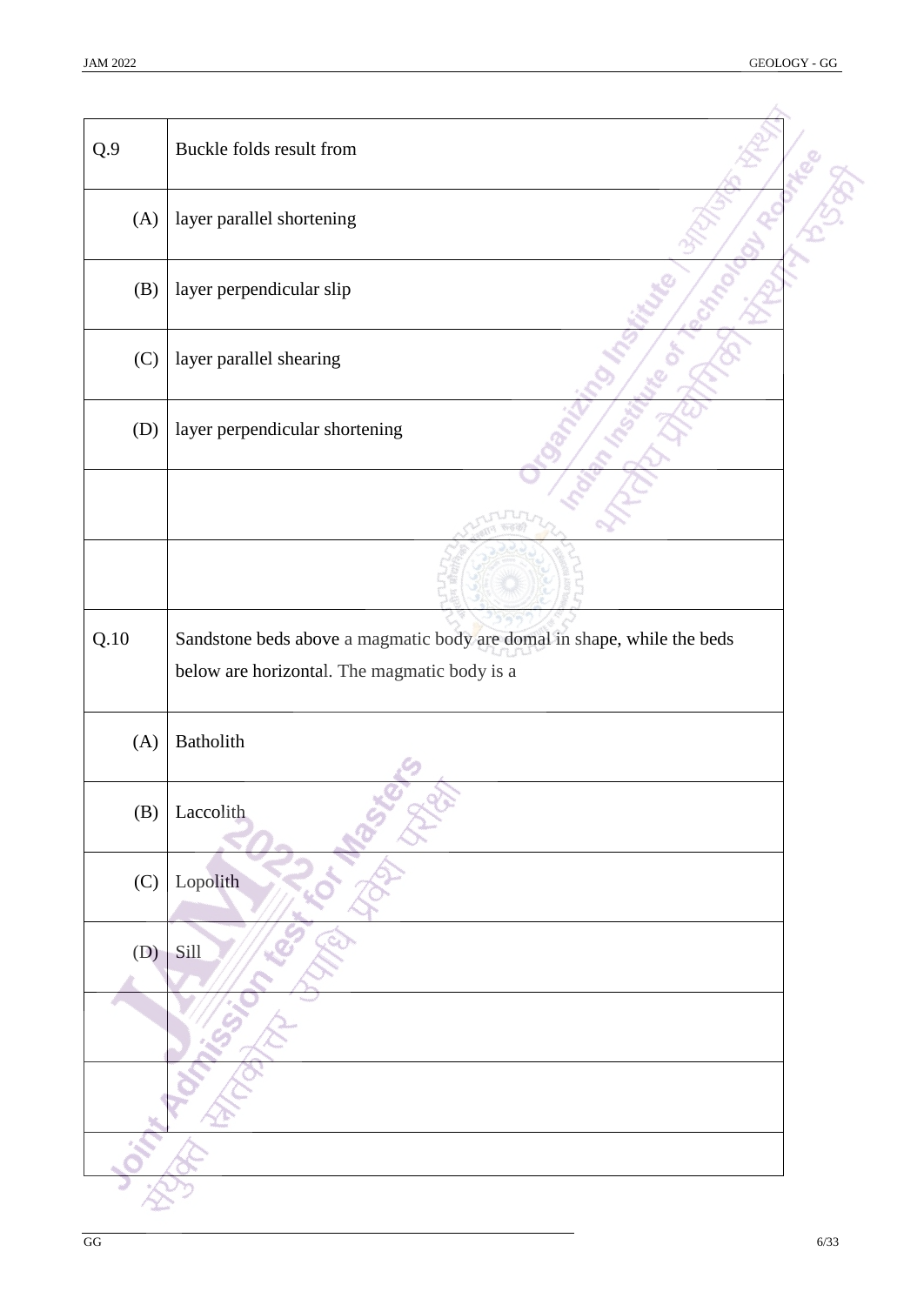| Q.9 | Buckle folds result from |
|---|---|
| (A) | layer parallel shortening |
| (B) | layer perpendicular slip |
| (C) | layer parallel shearing |
| (D) | layer perpendicular shortening |

| Q.10 | Sandstone beds above a magmatic body are domal in shape, while the beds below are horizontal. The magmatic body is a |
|---|---|
| (A) | Batholith |
| (B) | Laccolith |
| (C) | Lopolith |
| (D) | Sill |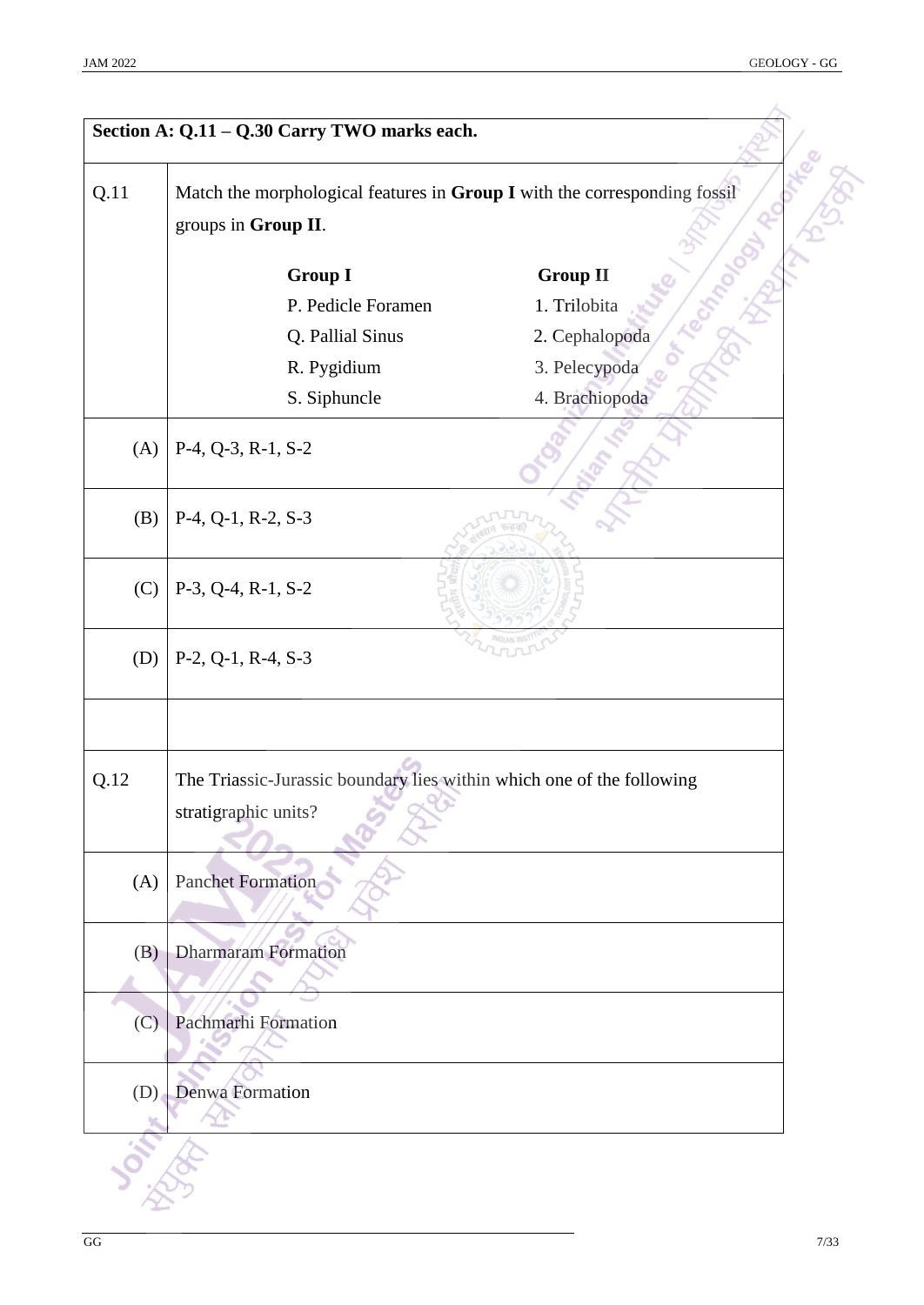**Section A: Q.11 – Q.30 Carry TWO marks each.**

Q.11 Match the morphological features in **Group I** with the corresponding fossil groups in **Group II**.

| **Group I** | **Group II** |
|---|---|
| P. Pedicle Foramen | 1. Trilobita |
| Q. Pallial Sinus | 2. Cephalopoda |
| R. Pygidium | 3. Pelecypoda |
| S. Siphuncle | 4. Brachiopoda |

(A) P-4, Q-3, R-1, S-2

(B) P-4, Q-1, R-2, S-3

(C) P-3, Q-4, R-1, S-2

(D) P-2, Q-1, R-4, S-3

Q.12 The Triassic-Jurassic boundary lies within which one of the following stratigraphic units?

(A) Panchet Formation

(B) Dharmaram Formation

(C) Pachmarhi Formation

(D) Denwa Formation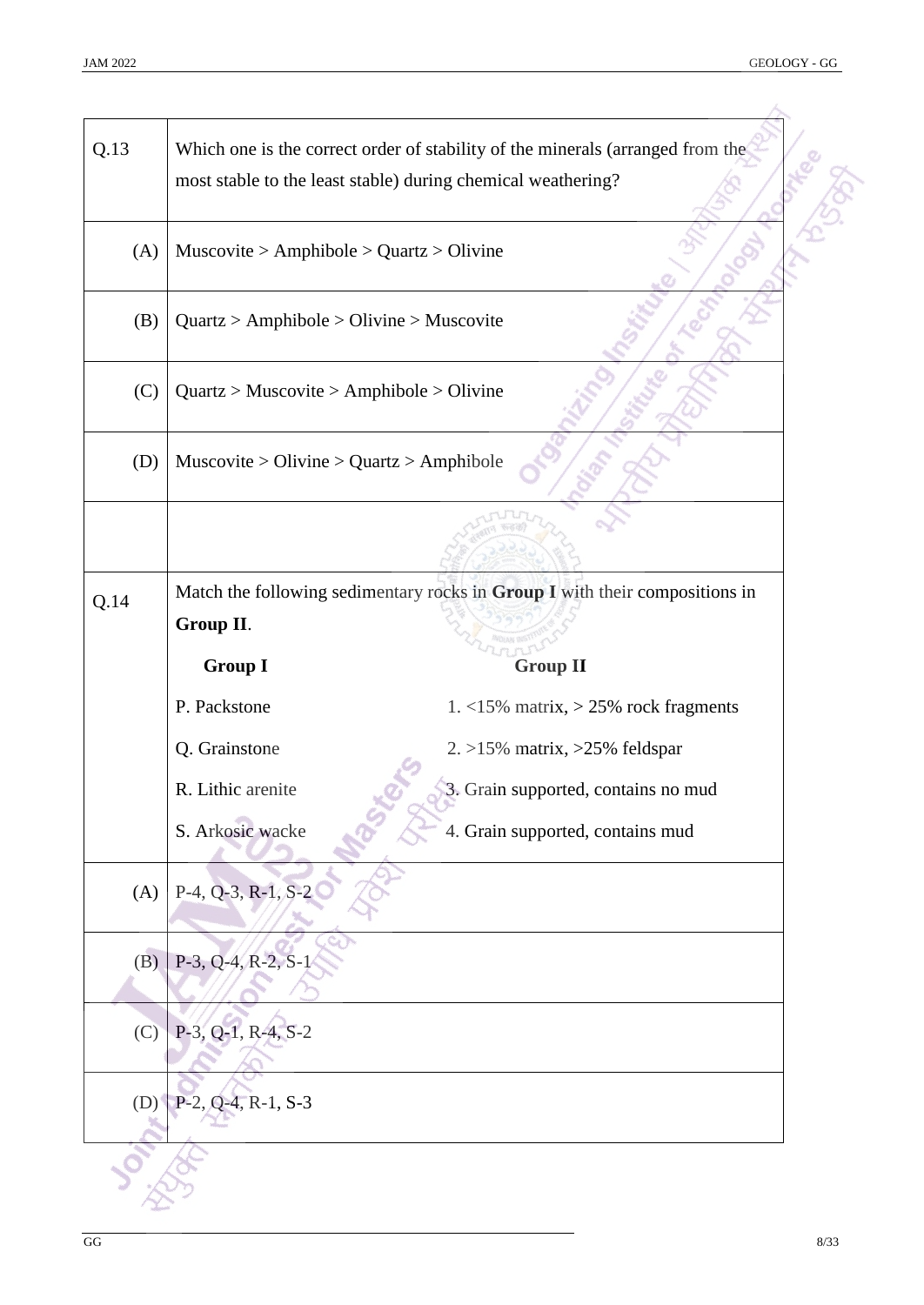**Q.13** Which one is the correct order of stability of the minerals (arranged from the most stable to the least stable) during chemical weathering?

(A) Muscovite > Amphibole > Quartz > Olivine

(B) Quartz > Amphibole > Olivine > Muscovite

(C) Quartz > Muscovite > Amphibole > Olivine

(D) Muscovite > Olivine > Quartz > Amphibole

**Q.14** Match the following sedimentary rocks in **Group I** with their compositions in **Group II**.

| Group I | Group II |
|---|---|
| P. Packstone | 1. <15% matrix, > 25% rock fragments |
| Q. Grainstone | 2. >15% matrix, >25% feldspar |
| R. Lithic arenite | 3. Grain supported, contains no mud |
| S. Arkosic wacke | 4. Grain supported, contains mud |

(A) P-4, Q-3, R-1, S-2

(B) P-3, Q-4, R-2, S-1

(C) P-3, Q-1, R-4, S-2

(D) P-2, Q-4, R-1, S-3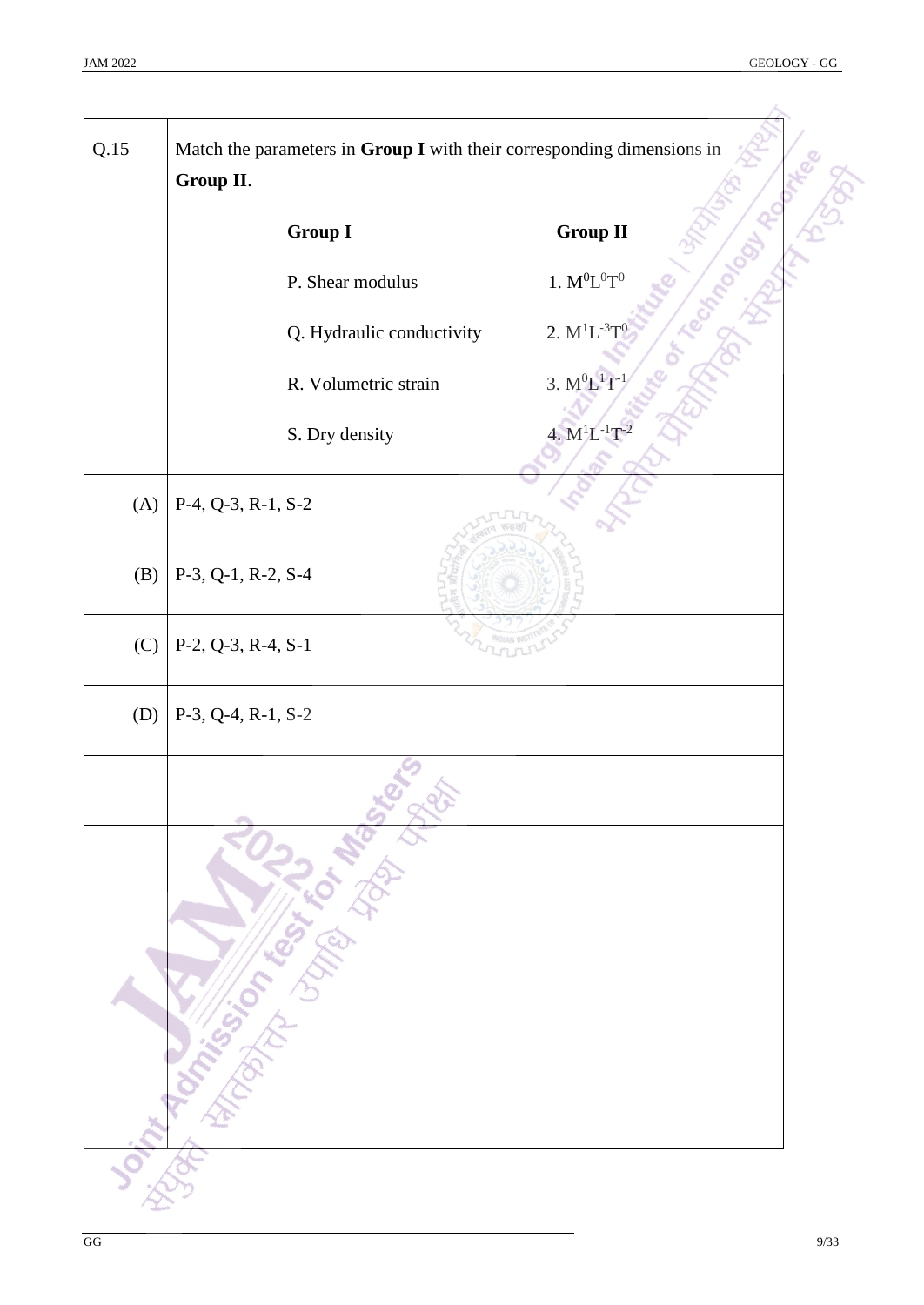Q.15 Match the parameters in **Group I** with their corresponding dimensions in **Group II**.

| Group I | Group II |
|---|---|
| P. Shear modulus | 1. $M^0L^0T^0$ |
| Q. Hydraulic conductivity | 2. $M^1L^{-3}T^0$ |
| R. Volumetric strain | 3. $M^0L^1T^{-1}$ |
| S. Dry density | 4. $M^1L^{-1}T^{-2}$ |

(A) P-4, Q-3, R-1, S-2

(B) P-3, Q-1, R-2, S-4

(C) P-2, Q-3, R-4, S-1

(D) P-3, Q-4, R-1, S-2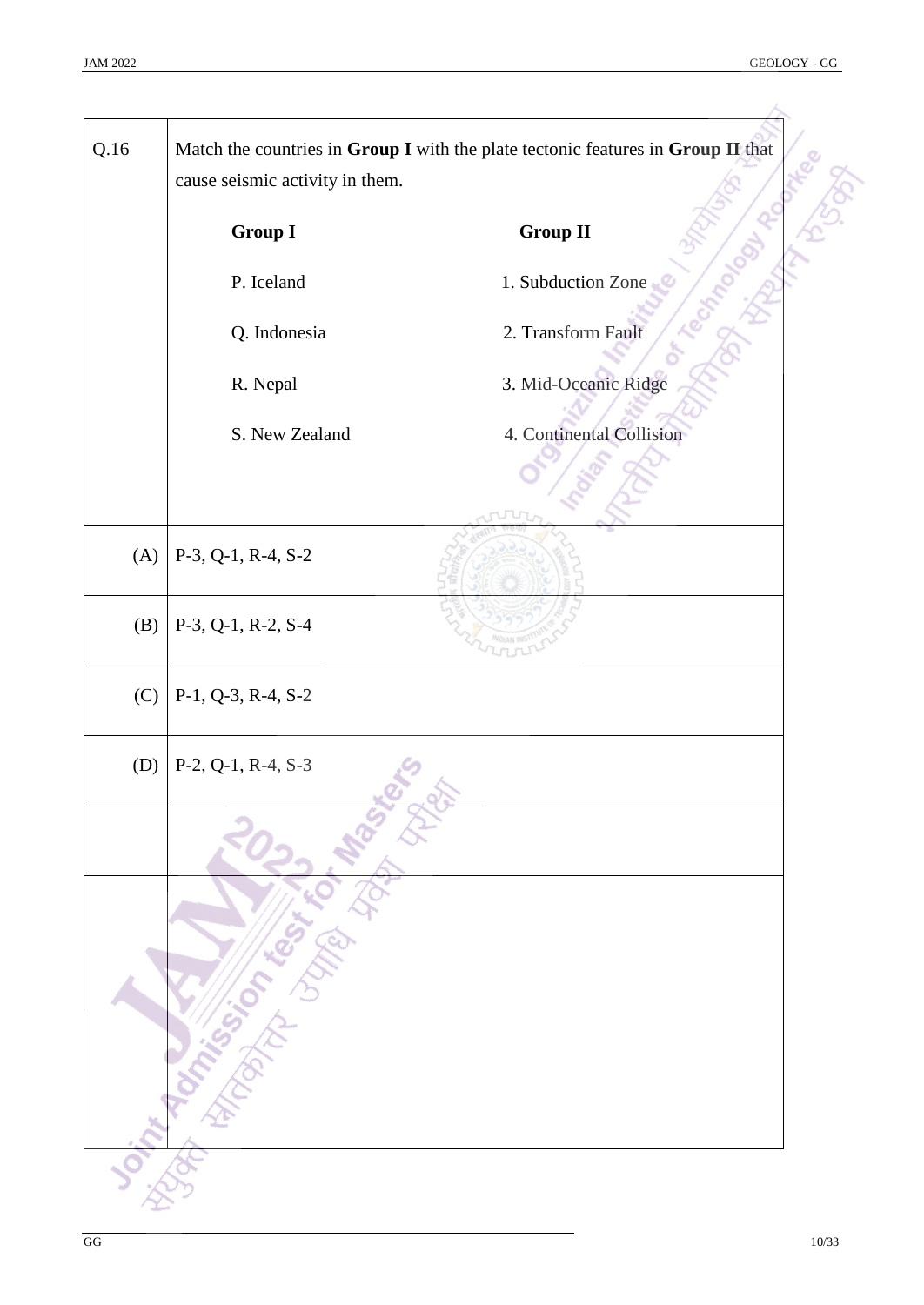Q.16 Match the countries in **Group I** with the plate tectonic features in **Group II** that cause seismic activity in them.

| **Group I** | **Group II** |
|---|---|
| P. Iceland | 1. Subduction Zone |
| Q. Indonesia | 2. Transform Fault |
| R. Nepal | 3. Mid-Oceanic Ridge |
| S. New Zealand | 4. Continental Collision |

(A) P-3, Q-1, R-4, S-2

(B) P-3, Q-1, R-2, S-4

(C) P-1, Q-3, R-4, S-2

(D) P-2, Q-1, R-4, S-3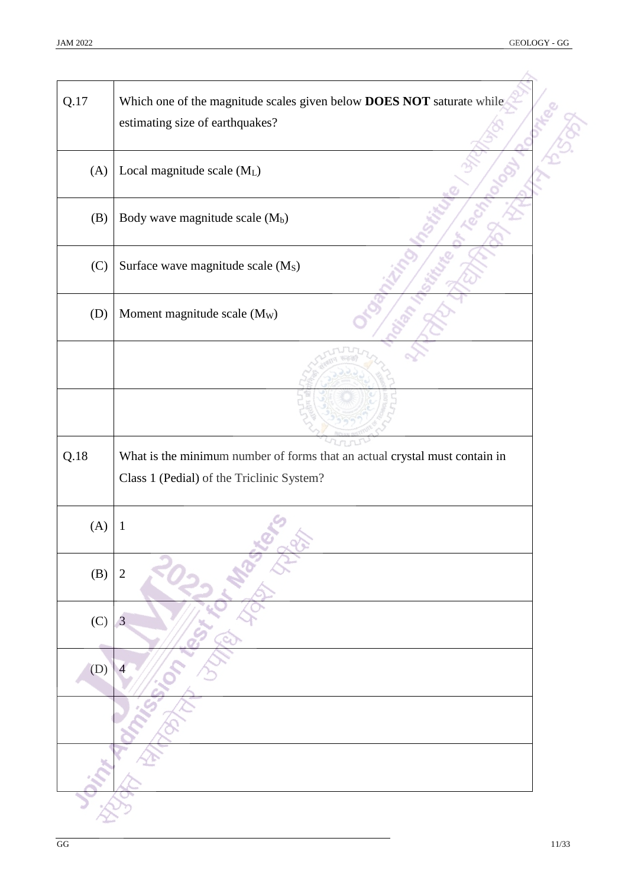| | |
|---|---|
| Q.17 | Which one of the magnitude scales given below **DOES NOT** saturate while estimating size of earthquakes? |
| (A) | Local magnitude scale ($M_L$) |
| (B) | Body wave magnitude scale ($M_b$) |
| (C) | Surface wave magnitude scale ($M_S$) |
| (D) | Moment magnitude scale ($M_W$) |
| | |
| | |
| Q.18 | What is the minimum number of forms that an actual crystal must contain in Class 1 (Pedial) of the Triclinic System? |
| (A) | 1 |
| (B) | 2 |
| (C) | 3 |
| (D) | 4 |
| | |
| | |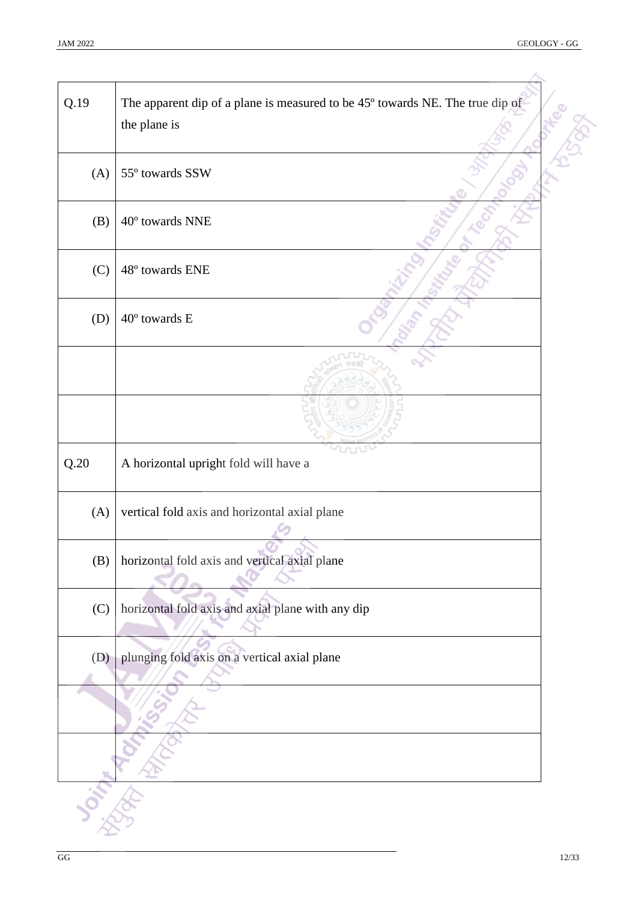| Q.19 | The apparent dip of a plane is measured to be 45º towards NE. The true dip of the plane is |
|---|---|
| (A) | 55º towards SSW |
| (B) | 40º towards NNE |
| (C) | 48º towards ENE |
| (D) | 40º towards E |

| Q.20 | A horizontal upright fold will have a |
|---|---|
| (A) | vertical fold axis and horizontal axial plane |
| (B) | horizontal fold axis and vertical axial plane |
| (C) | horizontal fold axis and axial plane with any dip |
| (D) | plunging fold axis on a vertical axial plane |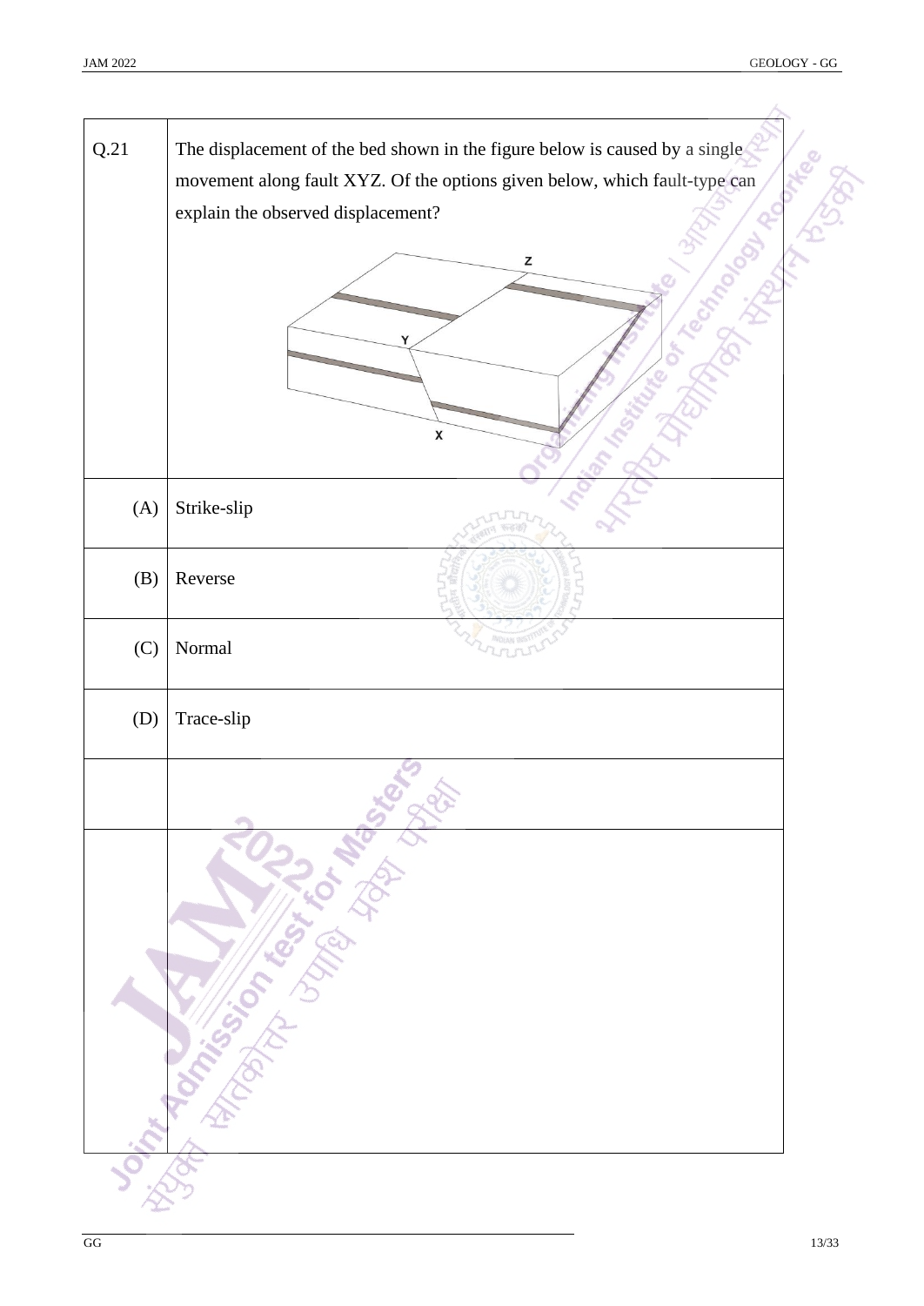Q.21 The displacement of the bed shown in the figure below is caused by a single movement along fault XYZ. Of the options given below, which fault-type can explain the observed displacement?

| | |
|---|---|
| (A) | Strike-slip |
| (B) | Reverse |
| (C) | Normal |
| (D) | Trace-slip |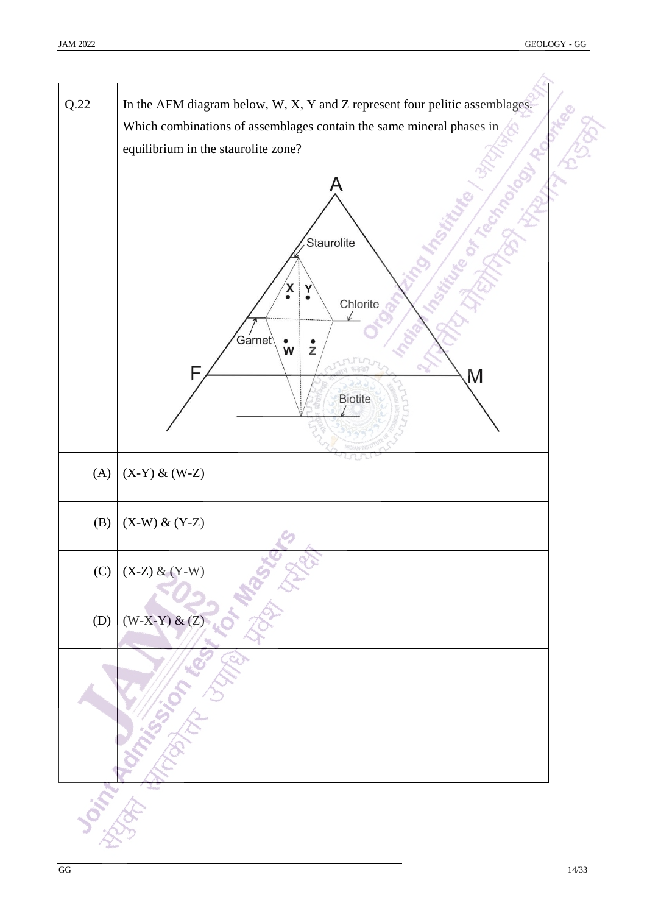Q.22 In the AFM diagram below, W, X, Y and Z represent four pelitic assemblages. Which combinations of assemblages contain the same mineral phases in equilibrium in the staurolite zone?

(A) (X-Y) & (W-Z)

(B) (X-W) & (Y-Z)

(C) (X-Z) & (Y-W)

(D) (W-X-Y) & (Z)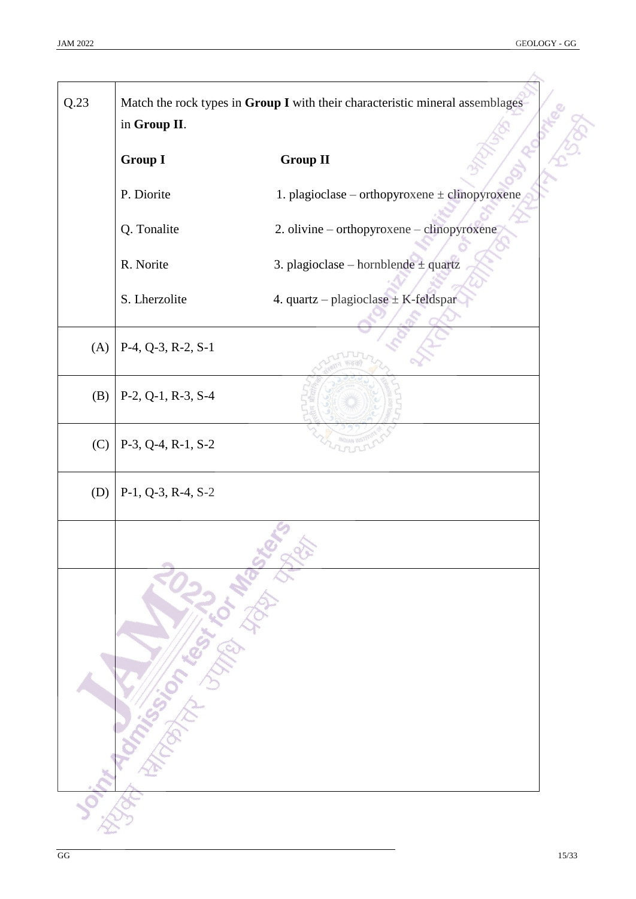Q.23 Match the rock types in **Group I** with their characteristic mineral assemblages in **Group II**.

| Group I | Group II |
|---|---|
| P. Diorite | 1. plagioclase – orthopyroxene ± clinopyroxene |
| Q. Tonalite | 2. olivine – orthopyroxene – clinopyroxene |
| R. Norite | 3. plagioclase – hornblende ± quartz |
| S. Lherzolite | 4. quartz – plagioclase ± K-feldspar |

(A) P-4, Q-3, R-2, S-1

(B) P-2, Q-1, R-3, S-4

(C) P-3, Q-4, R-1, S-2

(D) P-1, Q-3, R-4, S-2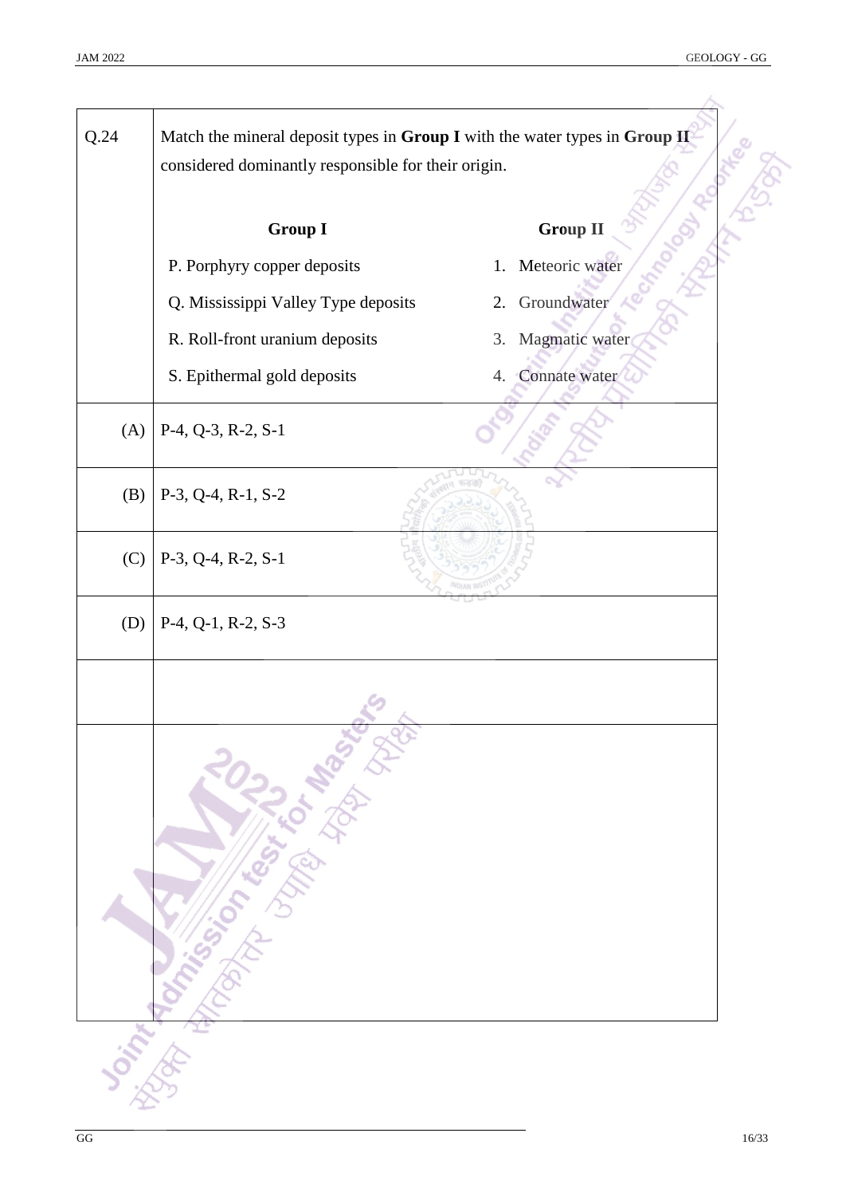Q.24 Match the mineral deposit types in **Group I** with the water types in **Group II** considered dominantly responsible for their origin.

| Group I | Group II |
|---|---|
| P. Porphyry copper deposits | 1. Meteoric water |
| Q. Mississippi Valley Type deposits | 2. Groundwater |
| R. Roll-front uranium deposits | 3. Magmatic water |
| S. Epithermal gold deposits | 4. Connate water |

(A) P-4, Q-3, R-2, S-1

(B) P-3, Q-4, R-1, S-2

(C) P-3, Q-4, R-2, S-1

(D) P-4, Q-1, R-2, S-3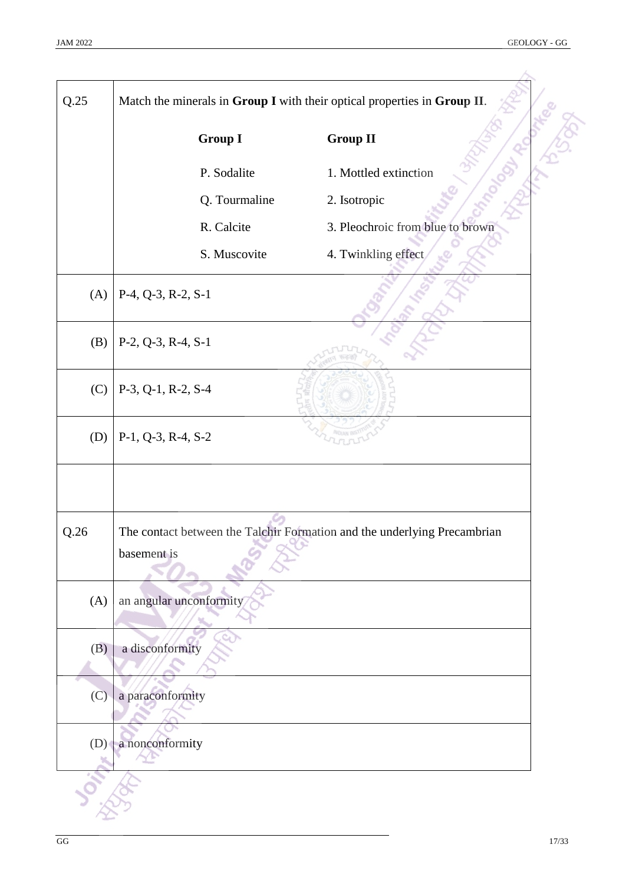**Q.25** Match the minerals in **Group I** with their optical properties in **Group II**.

| Group I | Group II |
|---|---|
| P. Sodalite | 1. Mottled extinction |
| Q. Tourmaline | 2. Isotropic |
| R. Calcite | 3. Pleochroic from blue to brown |
| S. Muscovite | 4. Twinkling effect |

(A) P-4, Q-3, R-2, S-1

(B) P-2, Q-3, R-4, S-1

(C) P-3, Q-1, R-2, S-4

(D) P-1, Q-3, R-4, S-2

**Q.26** The contact between the Talchir Formation and the underlying Precambrian basement is

(A) an angular unconformity

(B) a disconformity

(C) a paraconformity

(D) a nonconformity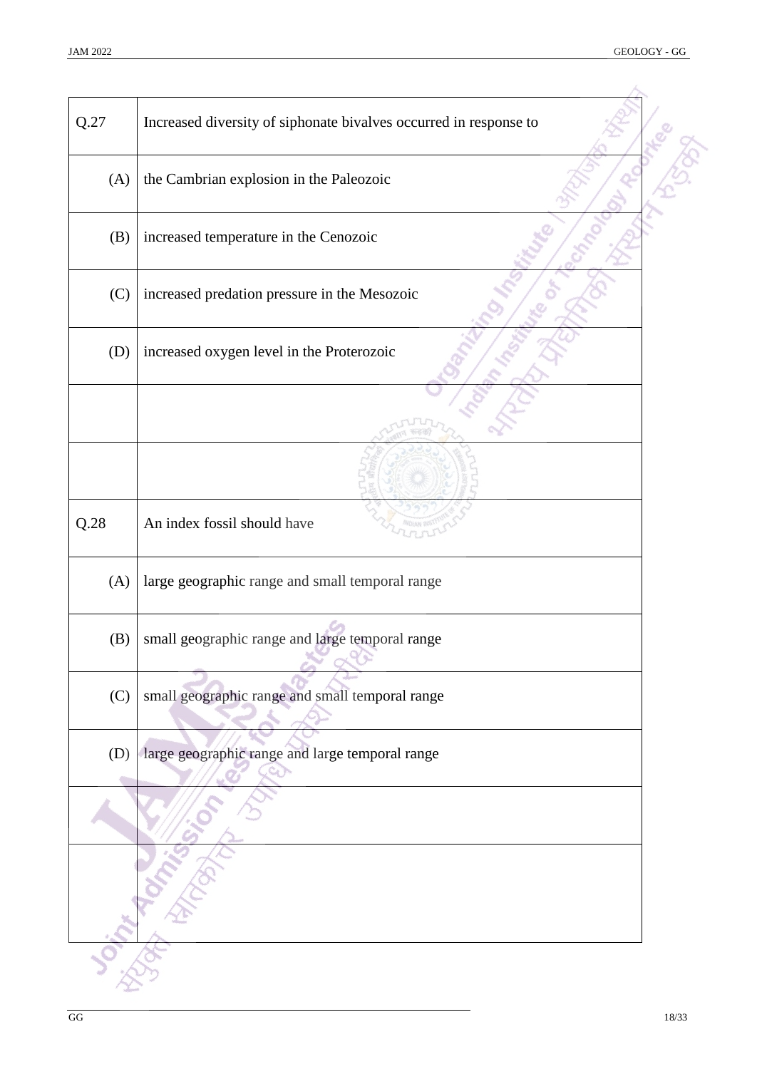| Q.27 | Increased diversity of siphonate bivalves occurred in response to |
|---|---|
| (A) | the Cambrian explosion in the Paleozoic |
| (B) | increased temperature in the Cenozoic |
| (C) | increased predation pressure in the Mesozoic |
| (D) | increased oxygen level in the Proterozoic |

| Q.28 | An index fossil should have |
|---|---|
| (A) | large geographic range and small temporal range |
| (B) | small geographic range and large temporal range |
| (C) | small geographic range and small temporal range |
| (D) | large geographic range and large temporal range |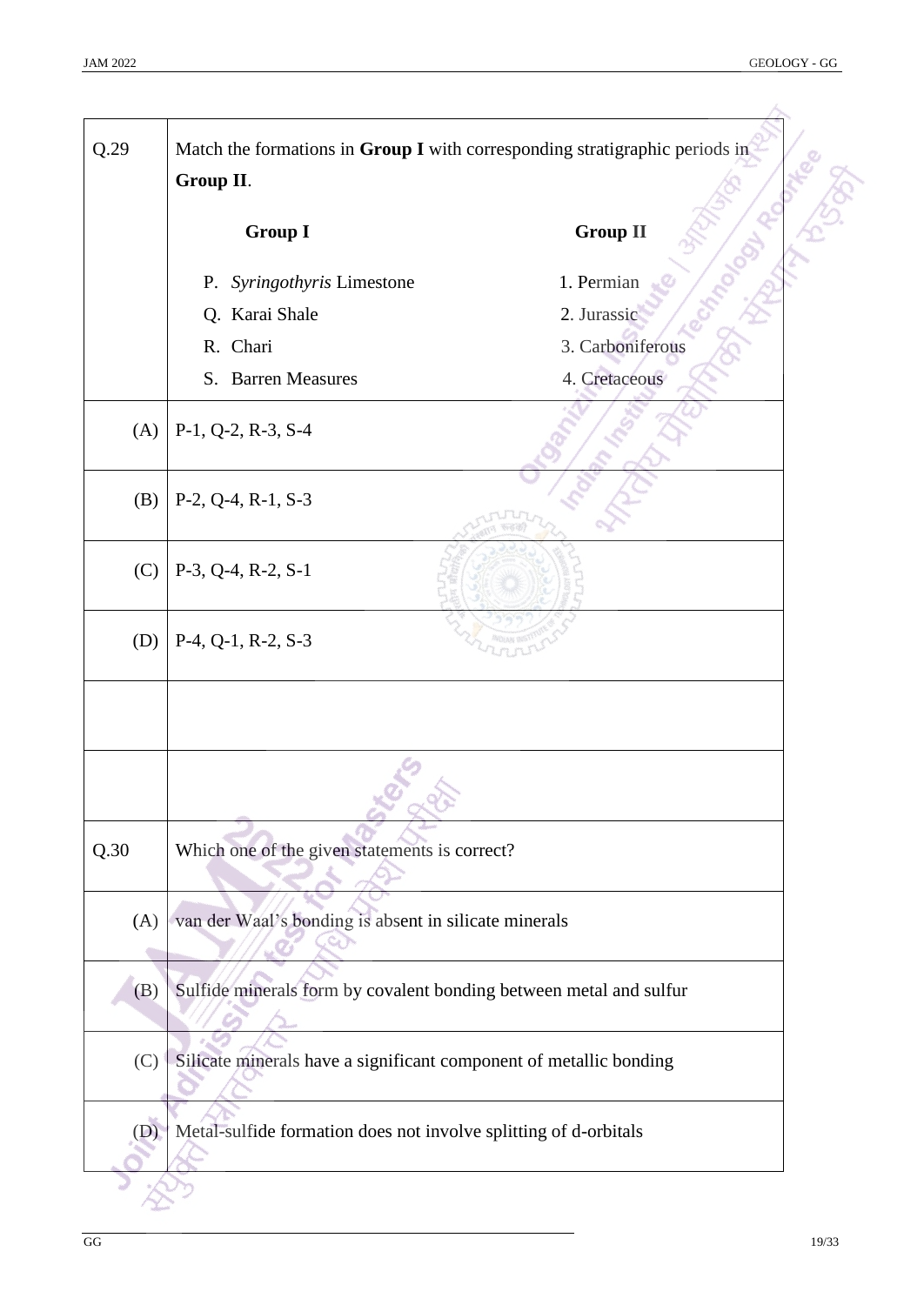**Q.29** Match the formations in **Group I** with corresponding stratigraphic periods in **Group II**.

| Group I | Group II |
|---|---|
| P. *Syringothyris* Limestone | 1. Permian |
| Q. Karai Shale | 2. Jurassic |
| R. Chari | 3. Carboniferous |
| S. Barren Measures | 4. Cretaceous |

(A) P-1, Q-2, R-3, S-4

(B) P-2, Q-4, R-1, S-3

(C) P-3, Q-4, R-2, S-1

(D) P-4, Q-1, R-2, S-3

**Q.30** Which one of the given statements is correct?

(A) van der Waal's bonding is absent in silicate minerals

(B) Sulfide minerals form by covalent bonding between metal and sulfur

(C) Silicate minerals have a significant component of metallic bonding

(D) Metal-sulfide formation does not involve splitting of d-orbitals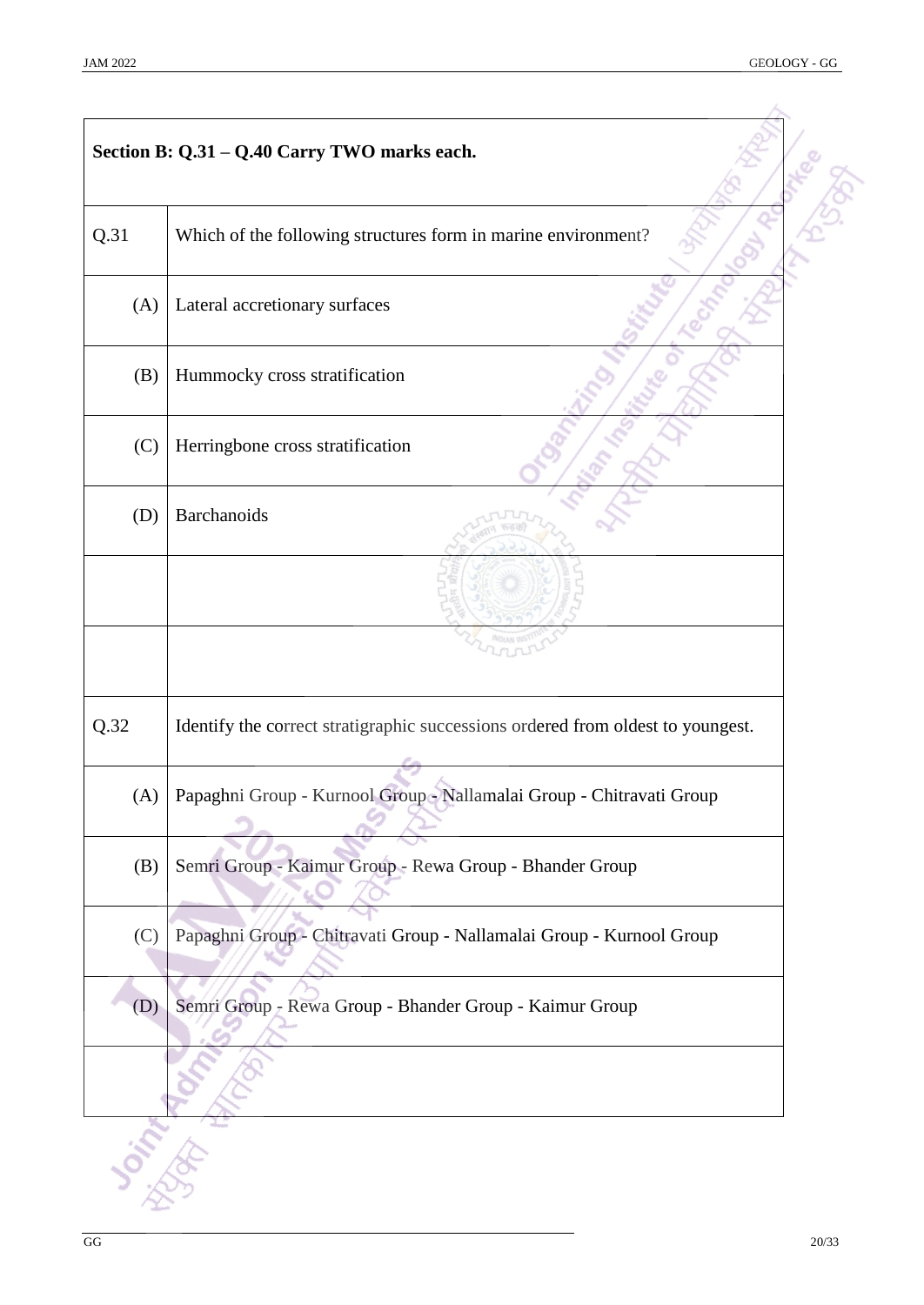**Section B: Q.31 – Q.40 Carry TWO marks each.**

| | |
|---|---|
| Q.31 | Which of the following structures form in marine environment? |
| (A) | Lateral accretionary surfaces |
| (B) | Hummocky cross stratification |
| (C) | Herringbone cross stratification |
| (D) | Barchanoids |

| | |
|---|---|
| Q.32 | Identify the correct stratigraphic successions ordered from oldest to youngest. |
| (A) | Papaghni Group - Kurnool Group - Nallamalai Group - Chitravati Group |
| (B) | Semri Group - Kaimur Group - Rewa Group - Bhander Group |
| (C) | Papaghni Group - Chitravati Group - Nallamalai Group - Kurnool Group |
| (D) | Semri Group - Rewa Group - Bhander Group - Kaimur Group |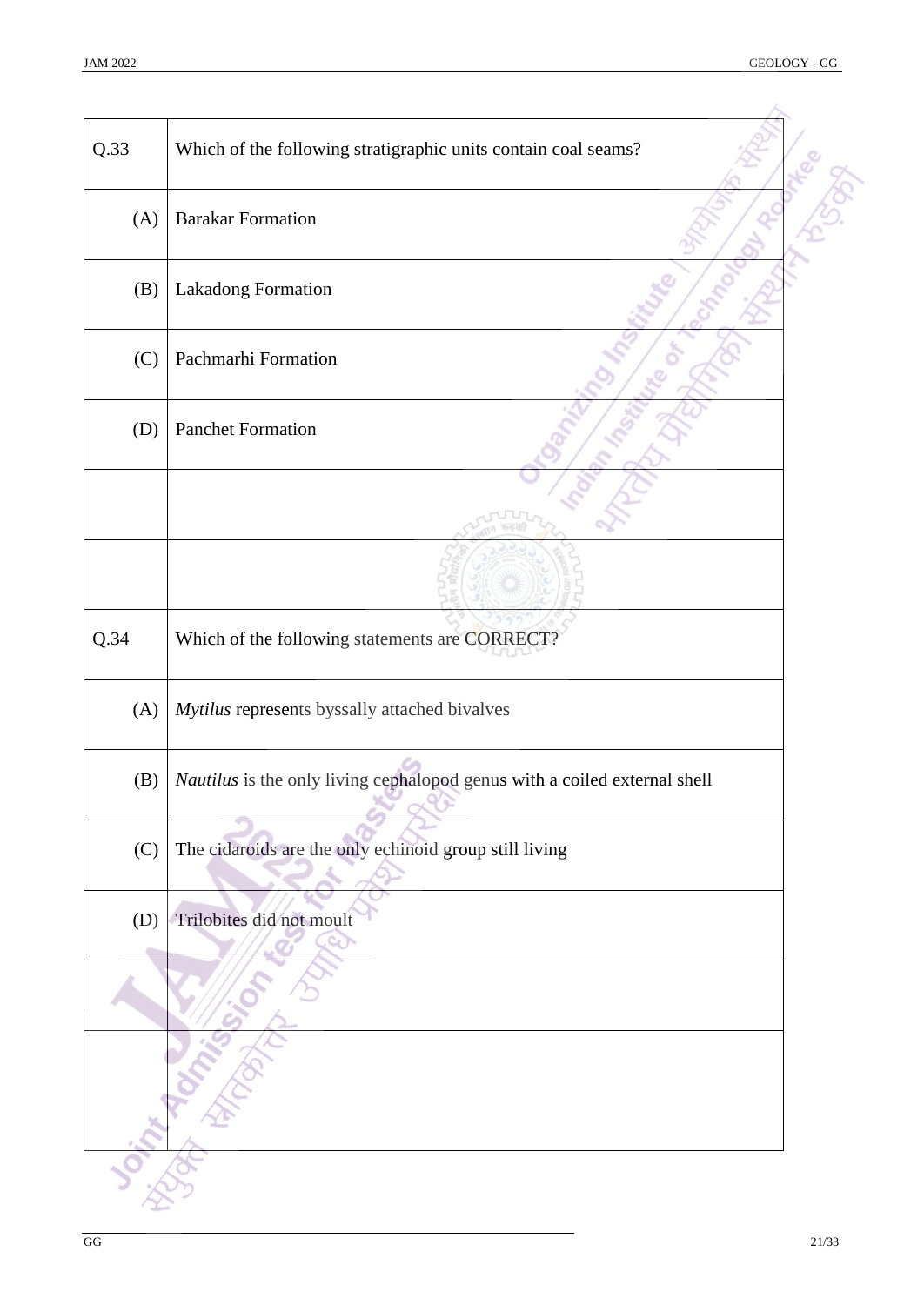| Q.33 | Which of the following stratigraphic units contain coal seams? |
|---|---|
| (A) | Barakar Formation |
| (B) | Lakadong Formation |
| (C) | Pachmarhi Formation |
| (D) | Panchet Formation |

| Q.34 | Which of the following statements are CORRECT? |
|---|---|
| (A) | *Mytilus* represents byssally attached bivalves |
| (B) | *Nautilus* is the only living cephalopod genus with a coiled external shell |
| (C) | The cidaroids are the only echinoid group still living |
| (D) | Trilobites did not moult |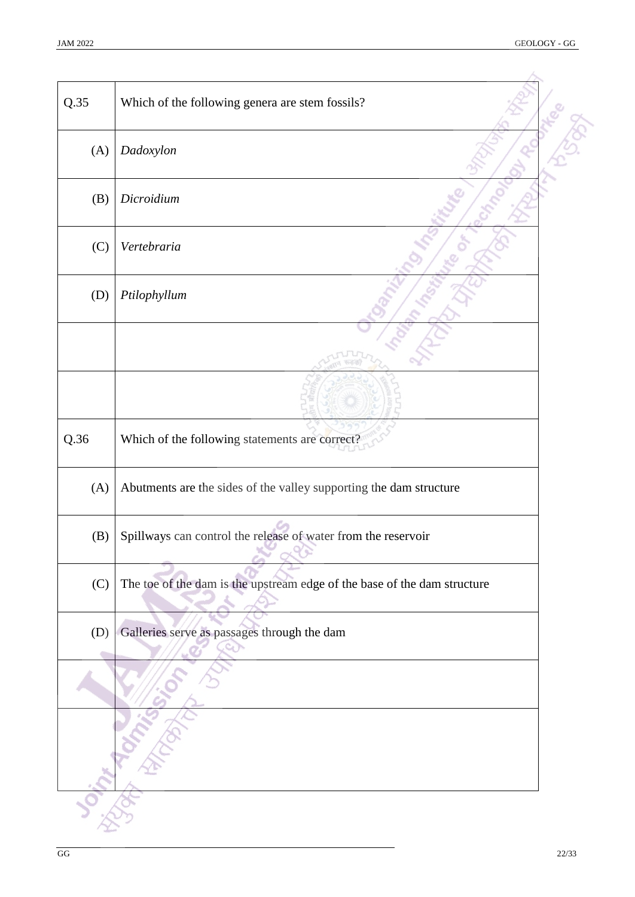| Q.35 | Which of the following genera are stem fossils? |
| --- | --- |
| (A) | *Dadoxylon* |
| (B) | *Dicroidium* |
| (C) | *Vertebraria* |
| (D) | *Ptilophyllum* |

| Q.36 | Which of the following statements are correct? |
| --- | --- |
| (A) | Abutments are the sides of the valley supporting the dam structure |
| (B) | Spillways can control the release of water from the reservoir |
| (C) | The toe of the dam is the upstream edge of the base of the dam structure |
| (D) | Galleries serve as passages through the dam |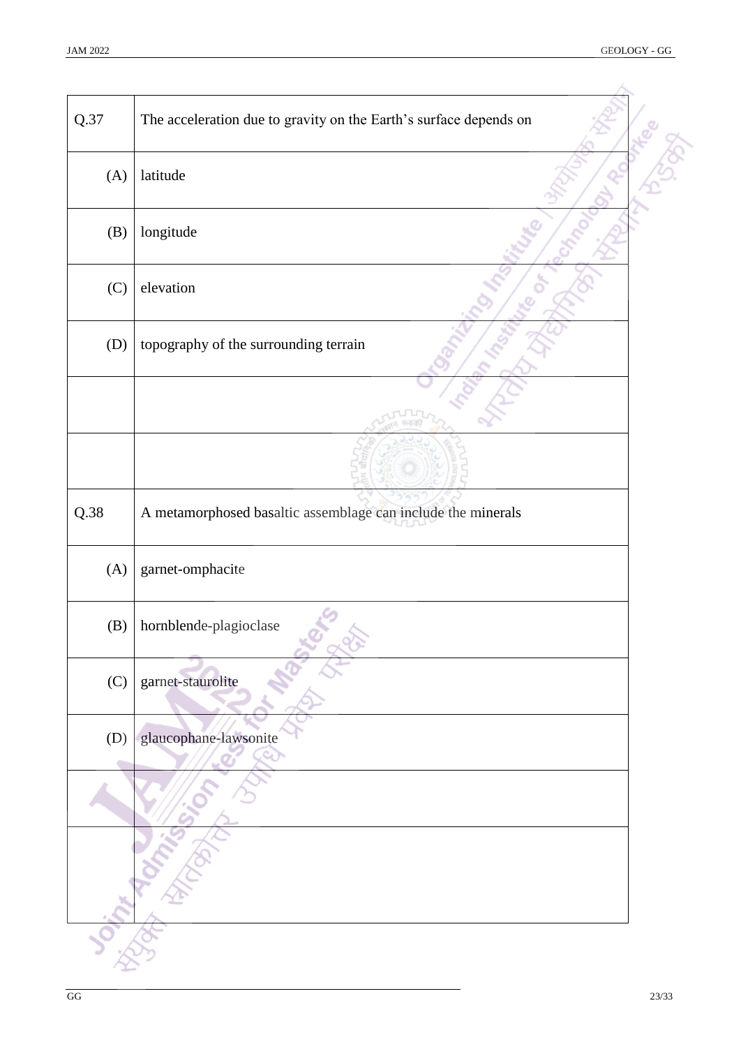| Q.37 | The acceleration due to gravity on the Earth's surface depends on |
| ---: | --- |
| (A) | latitude |
| (B) | longitude |
| (C) | elevation |
| (D) | topography of the surrounding terrain |

| Q.38 | A metamorphosed basaltic assemblage can include the minerals |
| ---: | --- |
| (A) | garnet-omphacite |
| (B) | hornblende-plagioclase |
| (C) | garnet-staurolite |
| (D) | glaucophane-lawsonite |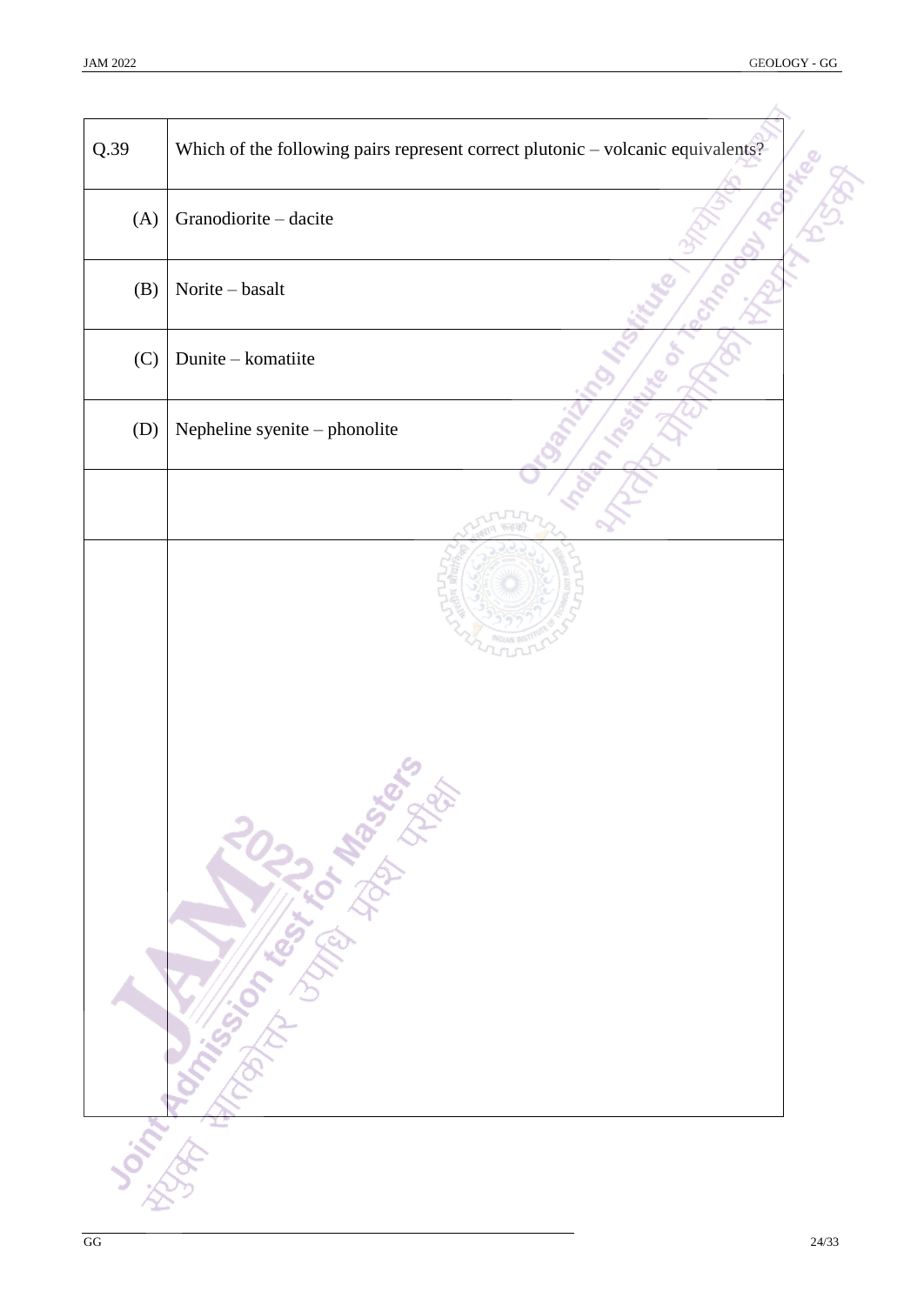| Q.39 | Which of the following pairs represent correct plutonic – volcanic equivalents? |
| --- | --- |
| (A) | Granodiorite – dacite |
| (B) | Norite – basalt |
| (C) | Dunite – komatiite |
| (D) | Nepheline syenite – phonolite |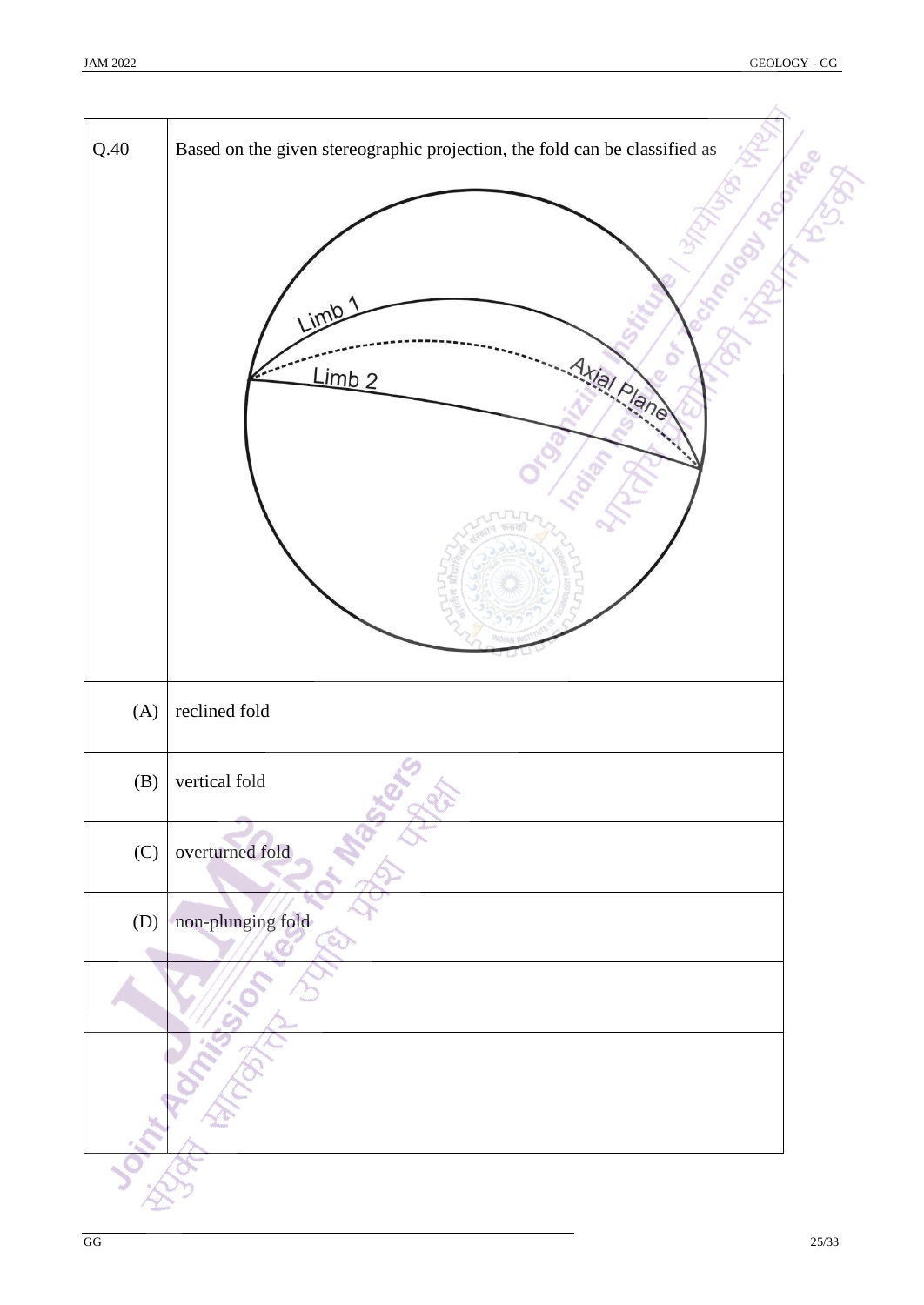Q.40 Based on the given stereographic projection, the fold can be classified as

(A) reclined fold

(B) vertical fold

(C) overturned fold

(D) non-plunging fold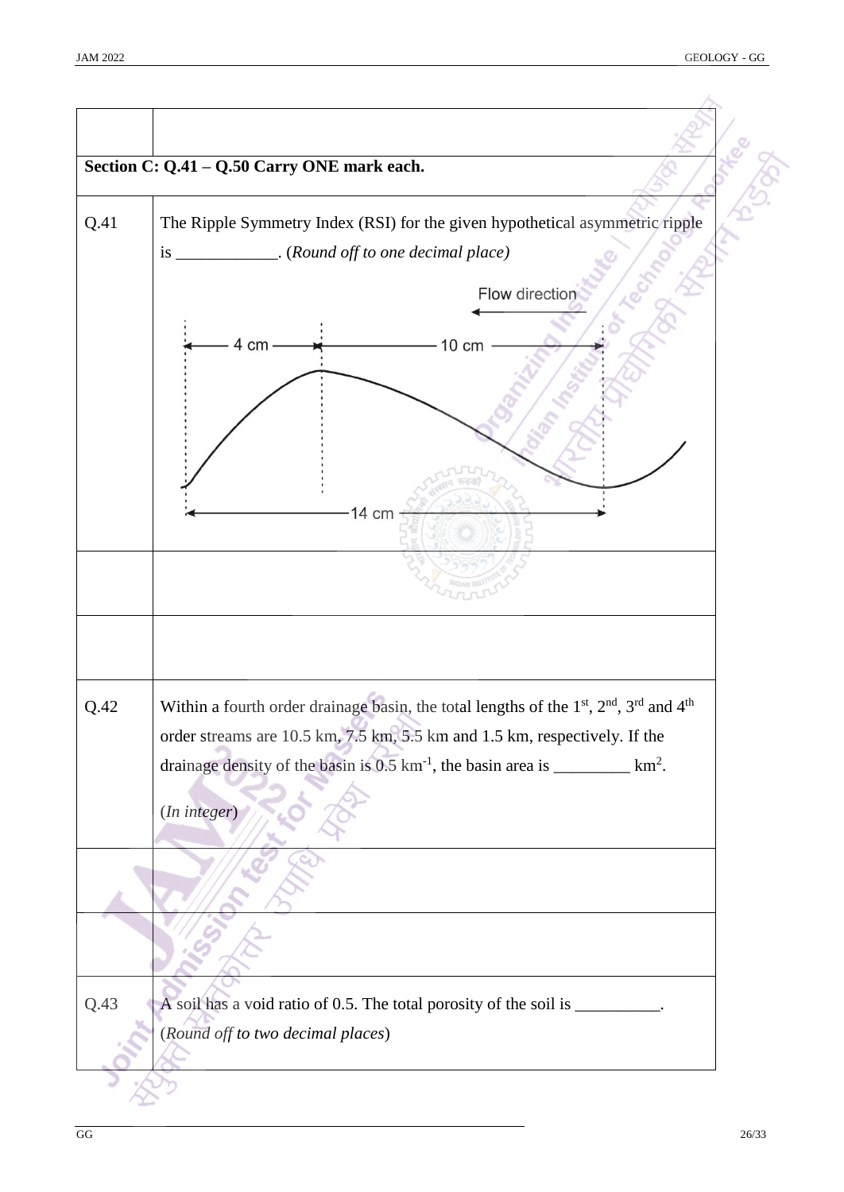**Section C: Q.41 – Q.50 Carry ONE mark each.**

**Q.41** The Ripple Symmetry Index (RSI) for the given hypothetical asymmetric ripple is ____________. (*Round off to one decimal place)*

**Q.42** Within a fourth order drainage basin, the total lengths of the 1st, 2nd, 3rd and 4th order streams are 10.5 km, 7.5 km, 5.5 km and 1.5 km, respectively. If the drainage density of the basin is 0.5 $km^{-1}$, the basin area is _________ $km^2$.

(*In integer*)

**Q.43** A soil has a void ratio of 0.5. The total porosity of the soil is __________. (*Round off to two decimal places*)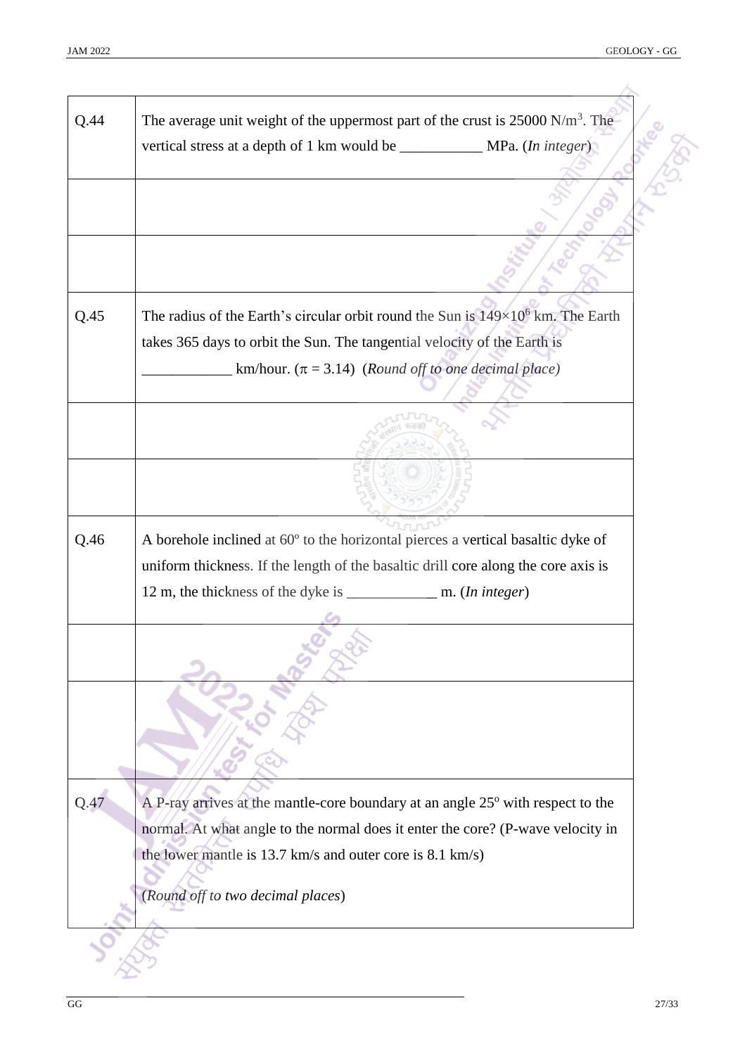| | |
|---|---|
| Q.44 | The average unit weight of the uppermost part of the crust is 25000 $N/m^3$. The vertical stress at a depth of 1 km would be ___________ MPa. (*In integer*) |
| | |
| | |
| Q.45 | The radius of the Earth's circular orbit round the Sun is $149\times10^6$ km. The Earth takes 365 days to orbit the Sun. The tangential velocity of the Earth is ____________ km/hour. ($\pi$ = 3.14) (*Round off to one decimal place)* |
| | |
| | |
| Q.46 | A borehole inclined at 60º to the horizontal pierces a vertical basaltic dyke of uniform thickness. If the length of the basaltic drill core along the core axis is 12 m, the thickness of the dyke is ____________ m. (*In integer*) |
| | |
| | |
| Q.47 | A P-ray arrives at the mantle-core boundary at an angle 25º with respect to the normal. At what angle to the normal does it enter the core? (P-wave velocity in the lower mantle is 13.7 km/s and outer core is 8.1 km/s)<br><br>(*Round off to two decimal places*) |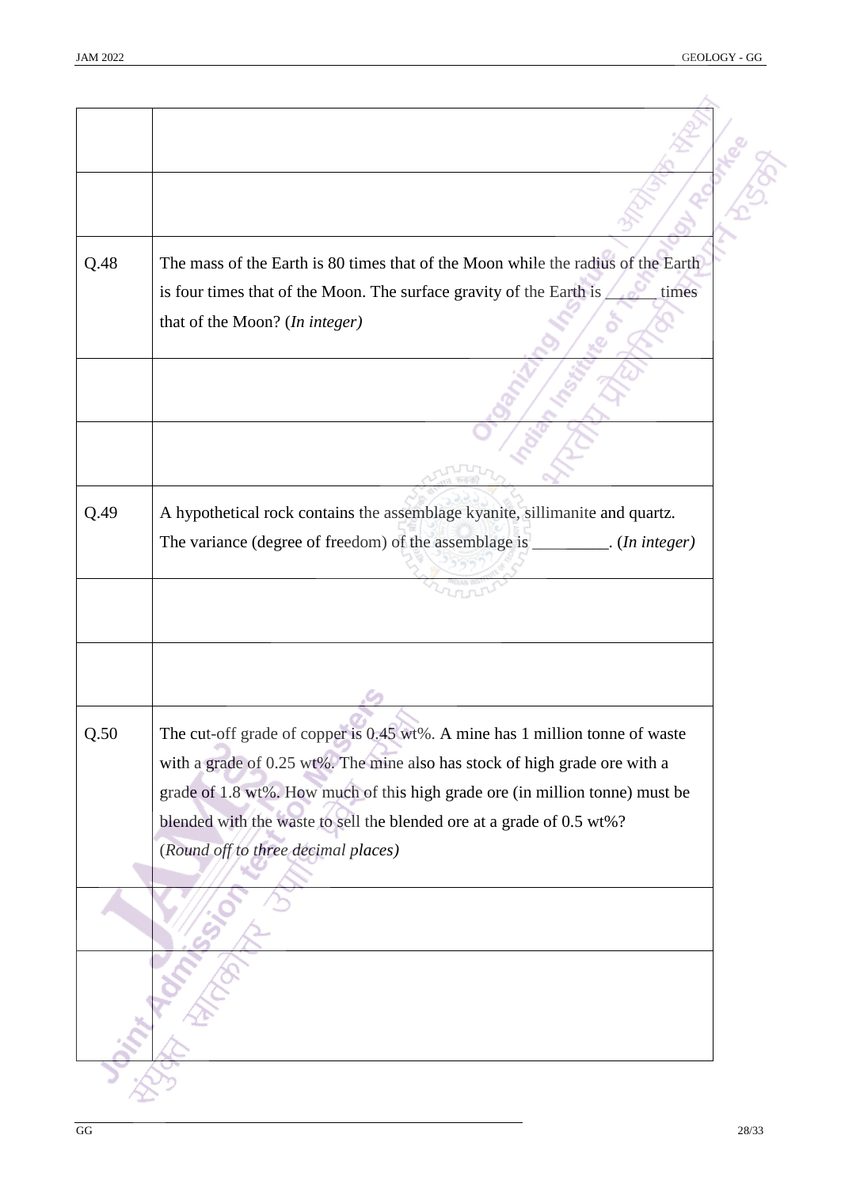| | |
|---|---|
| | |
| | |
| Q.48 | The mass of the Earth is 80 times that of the Moon while the radius of the Earth is four times that of the Moon. The surface gravity of the Earth is ______ times that of the Moon? (*In integer)* |
| | |
| | |
| Q.49 | A hypothetical rock contains the assemblage kyanite, sillimanite and quartz. The variance (degree of freedom) of the assemblage is _________. (*In integer)* |
| | |
| | |
| Q.50 | The cut-off grade of copper is 0.45 wt%. A mine has 1 million tonne of waste with a grade of 0.25 wt%. The mine also has stock of high grade ore with a grade of 1.8 wt%. How much of this high grade ore (in million tonne) must be blended with the waste to sell the blended ore at a grade of 0.5 wt%? (*Round off to three decimal places)* |
| | |
| | |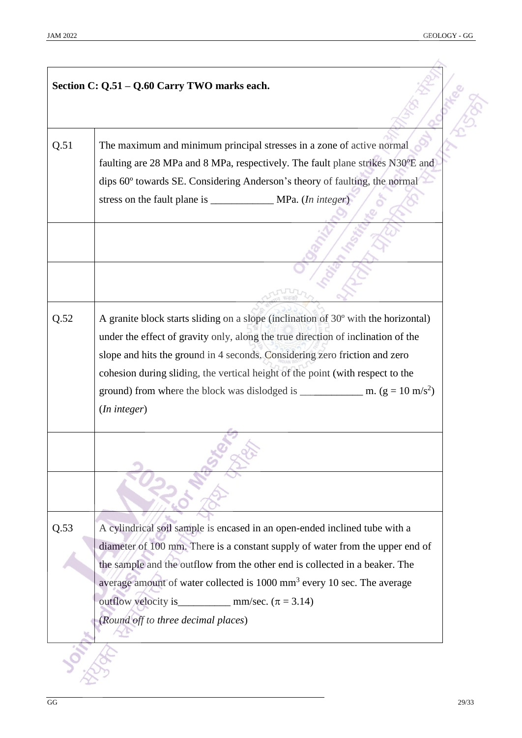**Section C: Q.51 – Q.60 Carry TWO marks each.**

| | |
|---|---|
| Q.51 | The maximum and minimum principal stresses in a zone of active normal faulting are 28 MPa and 8 MPa, respectively. The fault plane strikes N30ºE and dips 60º towards SE. Considering Anderson's theory of faulting, the normal stress on the fault plane is ____________ MPa. (*In integer*) |
| | |
| | |
| Q.52 | A granite block starts sliding on a slope (inclination of 30º with the horizontal) under the effect of gravity only, along the true direction of inclination of the slope and hits the ground in 4 seconds. Considering zero friction and zero cohesion during sliding, the vertical height of the point (with respect to the ground) from where the block was dislodged is ____________ m. ($g = 10$ m/s$^2$) (*In integer*) |
| | |
| | |
| Q.53 | A cylindrical soil sample is encased in an open-ended inclined tube with a diameter of 100 mm. There is a constant supply of water from the upper end of the sample and the outflow from the other end is collected in a beaker. The average amount of water collected is 1000 mm$^3$ every 10 sec. The average outflow velocity is__________ mm/sec. ($\pi = 3.14$) (*Round off to three decimal places*) |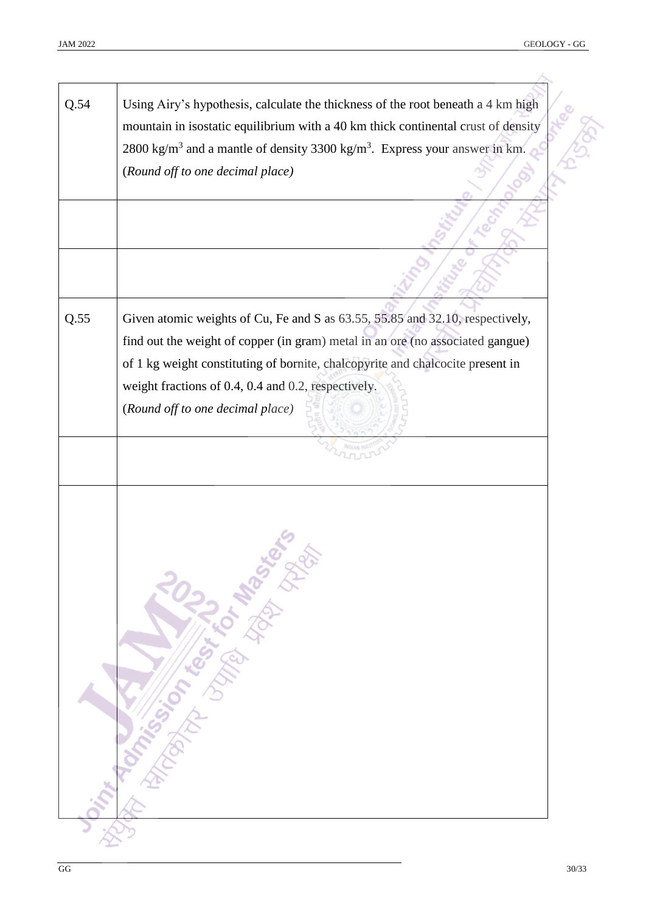| | |
|---|---|
| Q.54 | Using Airy's hypothesis, calculate the thickness of the root beneath a 4 km high mountain in isostatic equilibrium with a 40 km thick continental crust of density 2800 $kg/m^3$ and a mantle of density 3300 $kg/m^3$. Express your answer in km. (*Round off to one decimal place*) |
| | |
| | |
| Q.55 | Given atomic weights of Cu, Fe and S as 63.55, 55.85 and 32.10, respectively, find out the weight of copper (in gram) metal in an ore (no associated gangue) of 1 kg weight constituting of bornite, chalcopyrite and chalcocite present in weight fractions of 0.4, 0.4 and 0.2, respectively. (*Round off to one decimal place*) |
| | |
| | |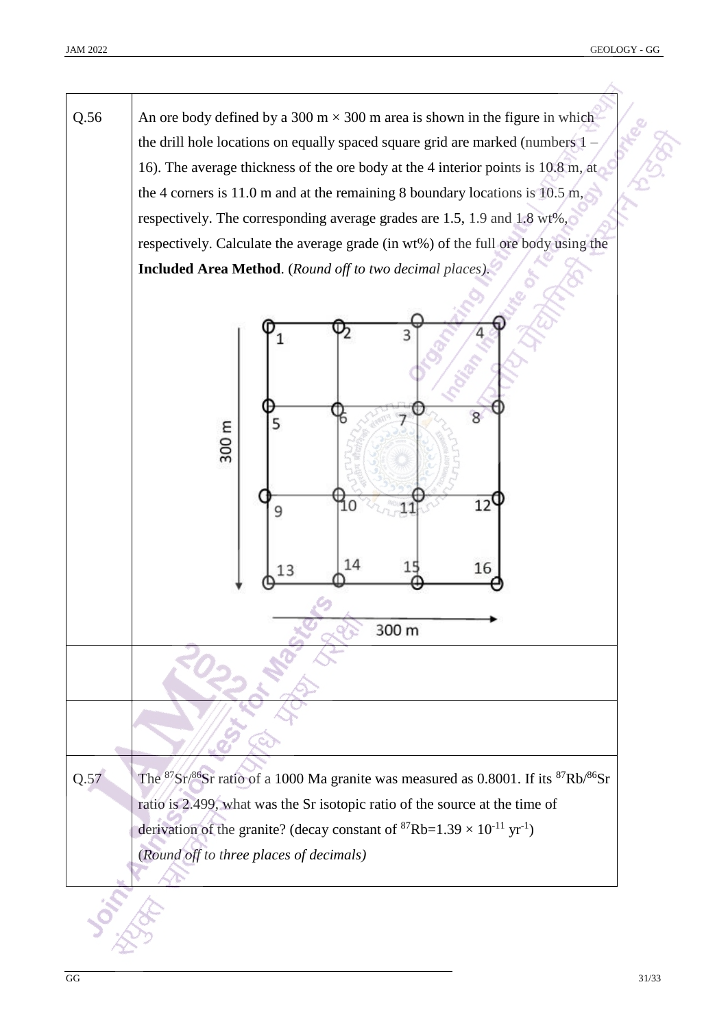**Q.56** An ore body defined by a 300 m × 300 m area is shown in the figure in which the drill hole locations on equally spaced square grid are marked (numbers 1 – 16). The average thickness of the ore body at the 4 interior points is 10.8 m, at the 4 corners is 11.0 m and at the remaining 8 boundary locations is 10.5 m, respectively. The corresponding average grades are 1.5, 1.9 and 1.8 wt%, respectively. Calculate the average grade (in wt%) of the full ore body using the **Included Area Method**. (*Round off to two decimal places*).

**Q.57** The $^{87}Sr/^{86}Sr$ ratio of a 1000 Ma granite was measured as 0.8001. If its $^{87}Rb/^{86}Sr$ ratio is 2.499, what was the Sr isotopic ratio of the source at the time of derivation of the granite? (decay constant of $^{87}Rb = 1.39 \times 10^{-11}$ $yr^{-1}$)
(*Round off to three places of decimals*)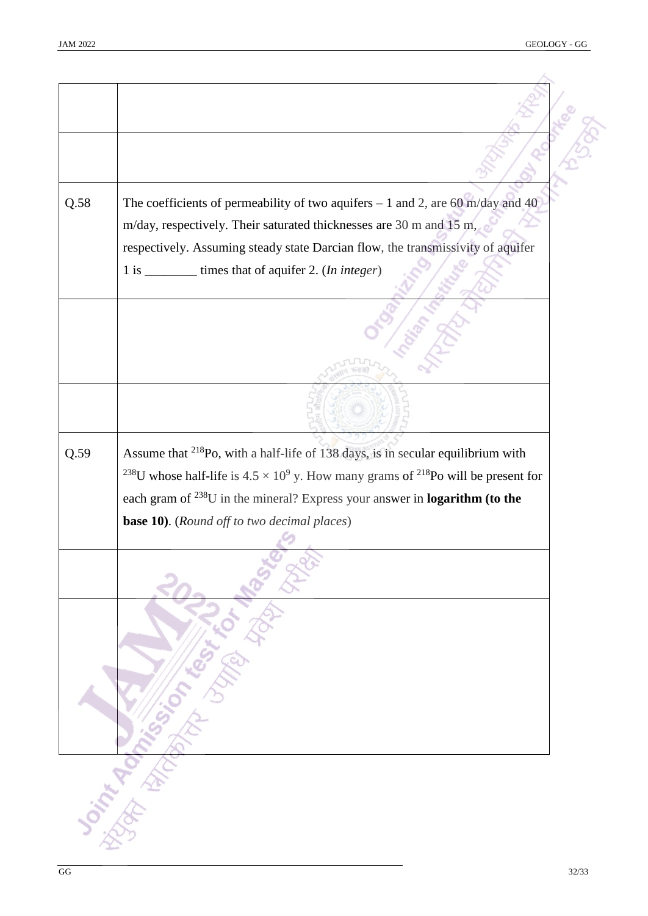| | |
|---|---|
| | |
| | |
| Q.58 | The coefficients of permeability of two aquifers – 1 and 2, are 60 m/day and 40 m/day, respectively. Their saturated thicknesses are 30 m and 15 m, respectively. Assuming steady state Darcian flow, the transmissivity of aquifer 1 is ________ times that of aquifer 2. (*In integer*) |
| | |
| | |
| Q.59 | Assume that $^{218}Po$, with a half-life of 138 days, is in secular equilibrium with $^{238}U$ whose half-life is $4.5 \times 10^{9}$ y. How many grams of $^{218}Po$ will be present for each gram of $^{238}U$ in the mineral? Express your answer in **logarithm (to the base 10)**. (*Round off to two decimal places*) |
| | |
| | |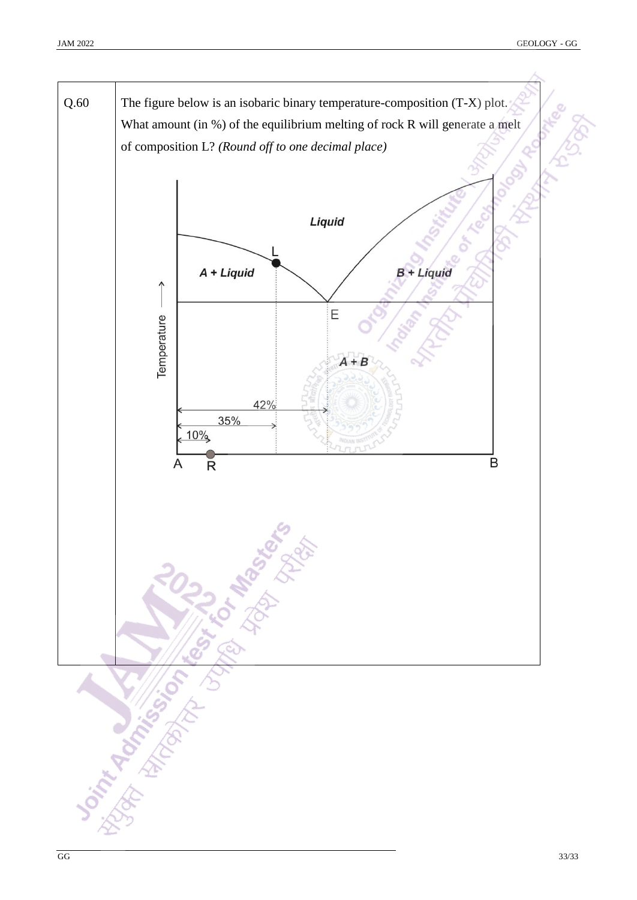| Q.60 | The figure below is an isobaric binary temperature-composition (T-X) plot. What amount (in %) of the equilibrium melting of rock R will generate a melt of composition L? *(Round off to one decimal place)* |
| --- | --- |

Liquid

A + Liquid

B + Liquid

L

E

A + B

Temperature

42%

35%

10%

A

R

B